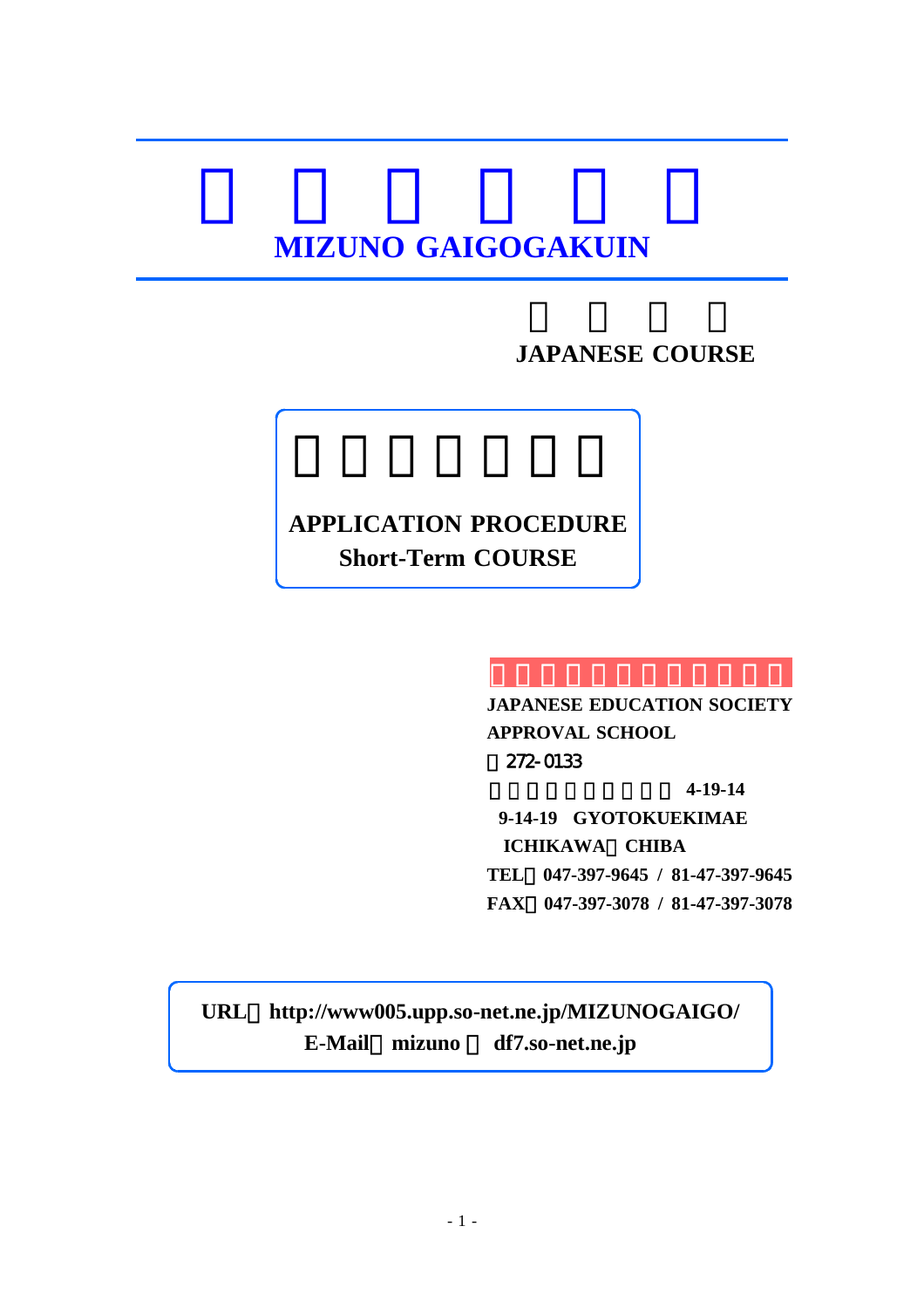# MIZUNO GAIGOGAKUIN

## JAPANESE COURSE

**APPLICATION PROCEDURE**
**Short-Term COURSE**

**JAPANESE EDUCATION SOCIETY APPROVAL SCHOOL**

272-0133

4-19-14

**9-14-19 GYOTOKUEKIMAE**
**ICHIKAWA CHIBA**

**TEL 047-397-9645 / 81-47-397-9645**
**FAX 047-397-3078 / 81-47-397-3078**

**URL http://www005.upp.so-net.ne.jp/MIZUNOGAIGO/**
**E-Mail mizuno df7.so-net.ne.jp**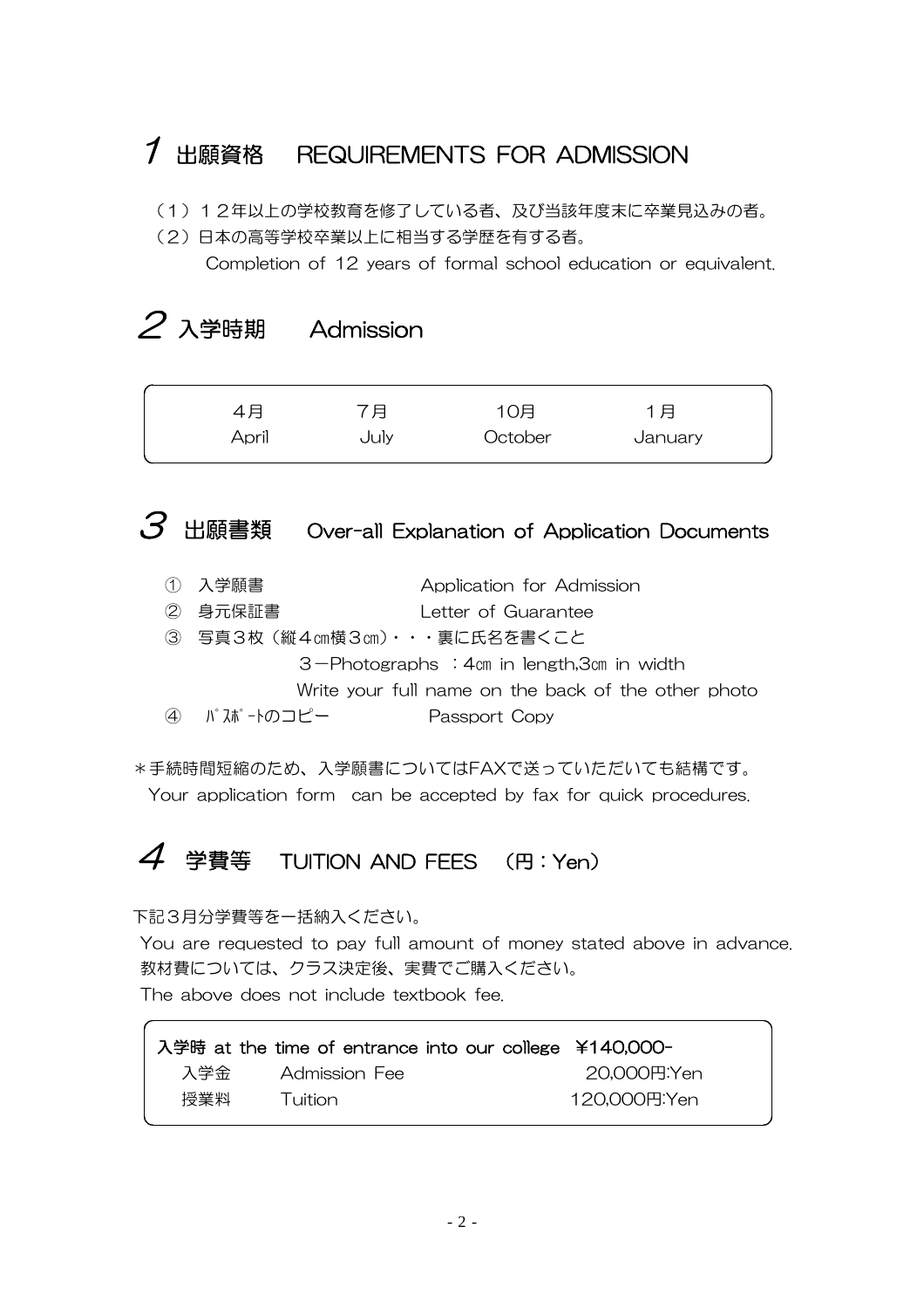## *1* 出願資格　REQUIREMENTS FOR ADMISSION

（1）１２年以上の学校教育を修了している者、及び当該年度末に卒業見込みの者。
（2）日本の高等学校卒業以上に相当する学歴を有する者。
Completion of 12 years of formal school education or equivalent.

## *2* 入学時期　Admission

| 4月 | 7月 | 10月 | 1月 |
|---|---|---|---|
| April | July | October | January |

## *3* 出願書類　Over-all Explanation of Application Documents

① 入学願書　Application for Admission
② 身元保証書　Letter of Guarantee
③ 写真３枚（縦４㎝横３㎝）・・・裏に氏名を書くこと
3－Photographs ：4㎝ in length,3㎝ in width
Write your full name on the back of the other photo
④ ﾊﾟｽﾎﾟｰﾄのコピー　Passport Copy

＊手続時間短縮のため、入学願書についてはFAXで送っていただいても結構です。
Your application form can be accepted by fax for quick procedures.

## *4* 学費等　TUITION AND FEES　（円：Yen）

下記３月分学費等を一括納入ください。
You are requested to pay full amount of money stated above in advance.
教材費については、クラス決定後、実費でご購入ください。
The above does not include textbook fee.

| 入学時 at the time of entrance into our college | | ¥140,000- |
|---|---|---|
| 入学金 | Admission Fee | 20,000円:Yen |
| 授業料 | Tuition | 120,000円:Yen |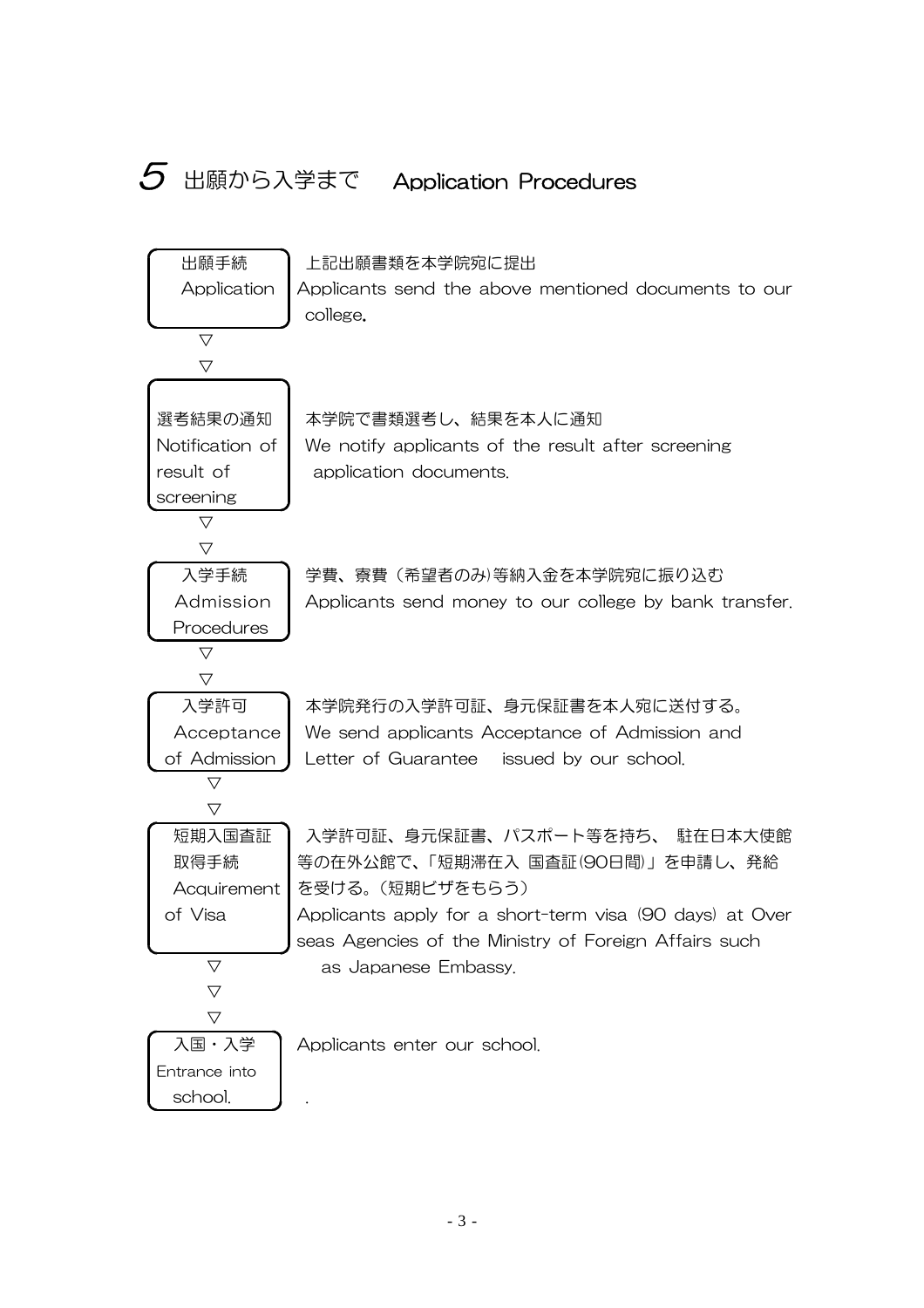# 5 出願から入学まで　Application Procedures

| | |
|---|---|
| 出願手続<br>Application | 上記出願書類を本学院宛に提出<br>Applicants send the above mentioned documents to our college. |
| ▽<br>▽ | |
| 選考結果の通知<br>Notification of result of screening | 本学院で書類選考し、結果を本人に通知<br>We notify applicants of the result after screening application documents. |
| ▽<br>▽ | |
| 入学手続<br>Admission Procedures | 学費、寮費（希望者のみ）等納入金を本学院宛に振り込む<br>Applicants send money to our college by bank transfer. |
| ▽<br>▽ | |
| 入学許可<br>Acceptance of Admission | 本学院発行の入学許可証、身元保証書を本人宛に送付する。<br>We send applicants Acceptance of Admission and Letter of Guarantee issued by our school. |
| ▽<br>▽ | |
| 短期入国査証取得手続<br>Acquirement of Visa | 入学許可証、身元保証書、パスポート等を持ち、駐在日本大使館等の在外公館で、「短期滞在入 国査証(90日間)」を申請し、発給を受ける。（短期ビザをもらう）<br>Applicants apply for a short-term visa (90 days) at Over seas Agencies of the Ministry of Foreign Affairs such as Japanese Embassy. |
| ▽<br>▽<br>▽ | |
| 入国・入学<br>Entrance into school. | Applicants enter our school. |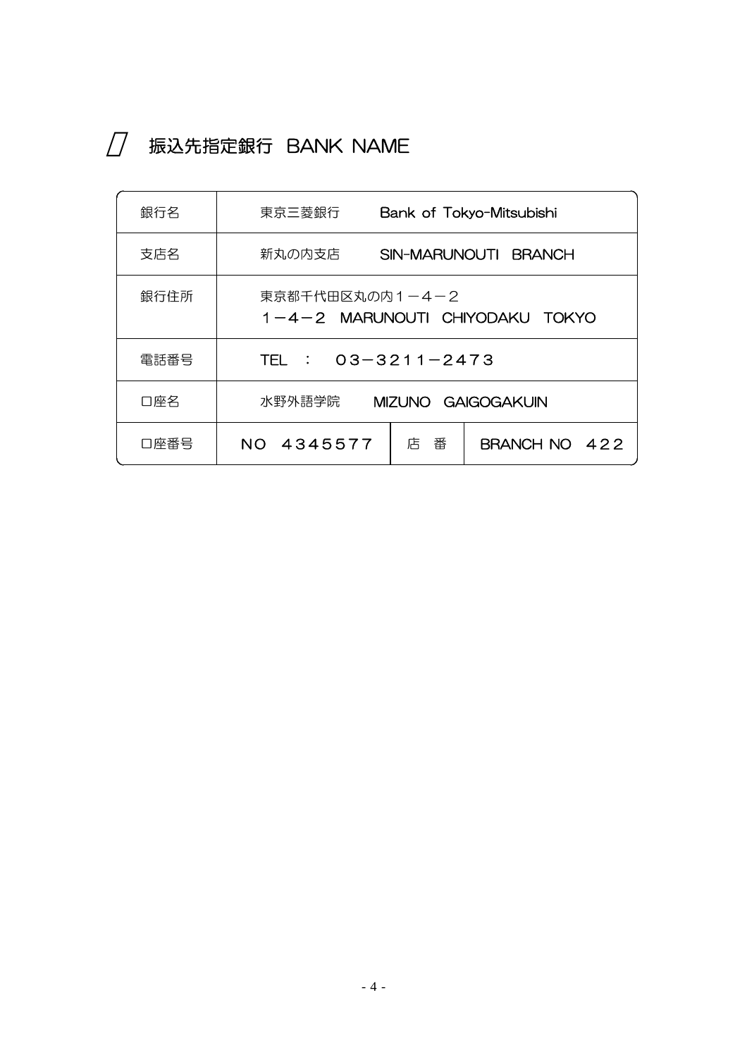## 振込先指定銀行 BANK NAME

| | | | |
|---|---|---|---|
| 銀行名 | 東京三菱銀行　Bank of Tokyo-Mitsubishi | | |
| 支店名 | 新丸の内支店　SIN-MARUNOUTI BRANCH | | |
| 銀行住所 | 東京都千代田区丸の内１－４－２<br>１－４－２ MARUNOUTI CHIYODAKU TOKYO | | |
| 電話番号 | TEL ： ０３－３２１１－２４７３ | | |
| 口座名 | 水野外語学院　MIZUNO GAIGOGAKUIN | | |
| 口座番号 | NO ４３４５５７７ | 店 番 | BRANCH NO ４２２ |